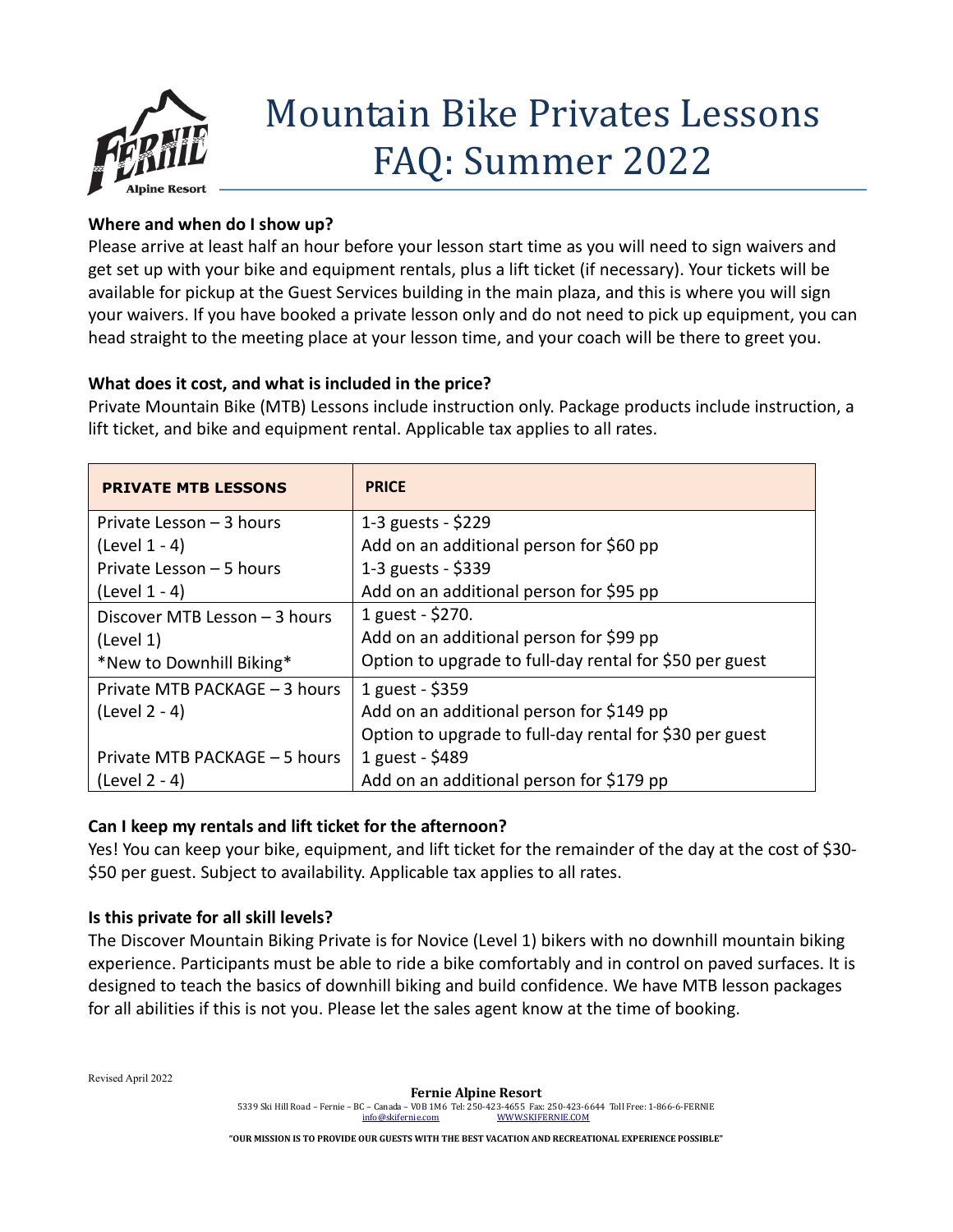# Mountain Bike Privates Lessons FAQ: Summer 2022

**Where and when do I show up?**

Please arrive at least half an hour before your lesson start time as you will need to sign waivers and get set up with your bike and equipment rentals, plus a lift ticket (if necessary). Your tickets will be available for pickup at the Guest Services building in the main plaza, and this is where you will sign your waivers. If you have booked a private lesson only and do not need to pick up equipment, you can head straight to the meeting place at your lesson time, and your coach will be there to greet you.

**What does it cost, and what is included in the price?**

Private Mountain Bike (MTB) Lessons include instruction only. Package products include instruction, a lift ticket, and bike and equipment rental. Applicable tax applies to all rates.

| PRIVATE MTB LESSONS | PRICE |
| --- | --- |
| Private Lesson – 3 hours (Level 1 - 4) | 1-3 guests - $229<br>Add on an additional person for $60 pp |
| Private Lesson – 5 hours (Level 1 - 4) | 1-3 guests - $339<br>Add on an additional person for $95 pp |
| Discover MTB Lesson – 3 hours (Level 1) *New to Downhill Biking* | 1 guest - $270.<br>Add on an additional person for $99 pp<br>Option to upgrade to full-day rental for $50 per guest |
| Private MTB PACKAGE – 3 hours (Level 2 - 4) | 1 guest - $359<br>Add on an additional person for $149 pp<br>Option to upgrade to full-day rental for $30 per guest |
| Private MTB PACKAGE – 5 hours (Level 2 - 4) | 1 guest - $489<br>Add on an additional person for $179 pp |

**Can I keep my rentals and lift ticket for the afternoon?**

Yes! You can keep your bike, equipment, and lift ticket for the remainder of the day at the cost of $30-$50 per guest. Subject to availability. Applicable tax applies to all rates.

**Is this private for all skill levels?**

The Discover Mountain Biking Private is for Novice (Level 1) bikers with no downhill mountain biking experience. Participants must be able to ride a bike comfortably and in control on paved surfaces. It is designed to teach the basics of downhill biking and build confidence. We have MTB lesson packages for all abilities if this is not you. Please let the sales agent know at the time of booking.

Revised April 2022

**Fernie Alpine Resort**
5339 Ski Hill Road – Fernie – BC – Canada – V0B 1M6 Tel: 250-423-4655 Fax: 250-423-6644 Toll Free: 1-866-6-FERNIE
info@skifernie.com WWW.SKIFERNIE.COM

"OUR MISSION IS TO PROVIDE OUR GUESTS WITH THE BEST VACATION AND RECREATIONAL EXPERIENCE POSSIBLE"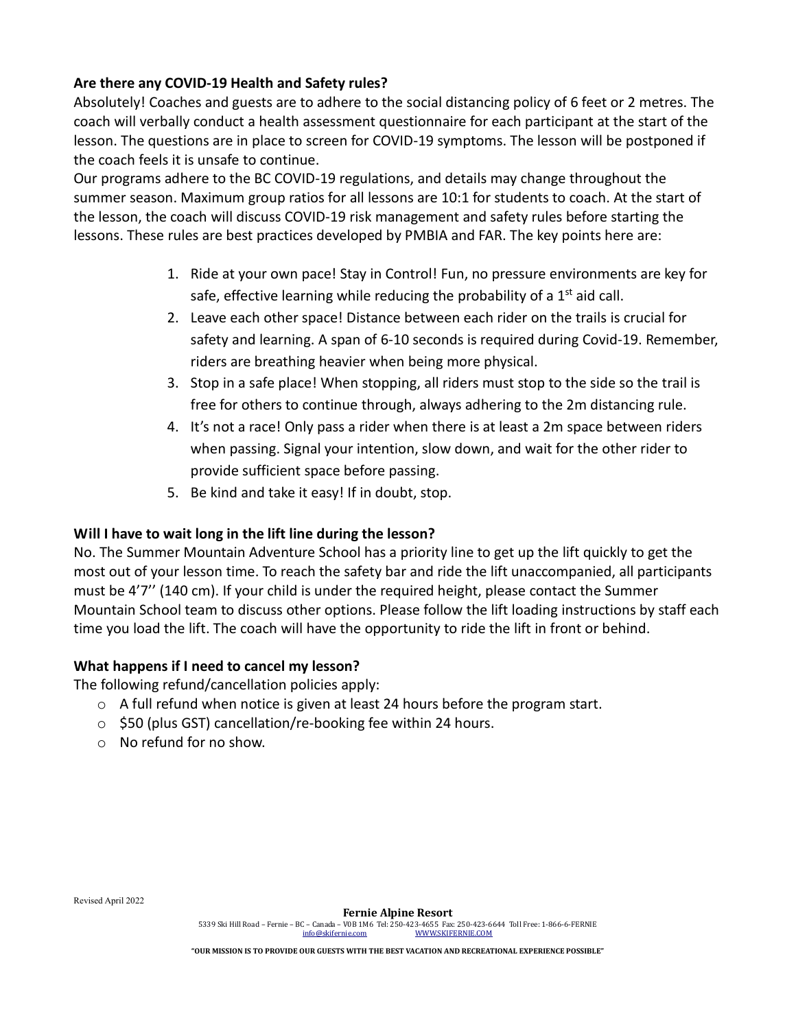**Are there any COVID-19 Health and Safety rules?**

Absolutely! Coaches and guests are to adhere to the social distancing policy of 6 feet or 2 metres. The coach will verbally conduct a health assessment questionnaire for each participant at the start of the lesson. The questions are in place to screen for COVID-19 symptoms. The lesson will be postponed if the coach feels it is unsafe to continue.

Our programs adhere to the BC COVID-19 regulations, and details may change throughout the summer season. Maximum group ratios for all lessons are 10:1 for students to coach. At the start of the lesson, the coach will discuss COVID-19 risk management and safety rules before starting the lessons. These rules are best practices developed by PMBIA and FAR. The key points here are:

1. Ride at your own pace! Stay in Control! Fun, no pressure environments are key for safe, effective learning while reducing the probability of a 1st aid call.
2. Leave each other space! Distance between each rider on the trails is crucial for safety and learning. A span of 6-10 seconds is required during Covid-19. Remember, riders are breathing heavier when being more physical.
3. Stop in a safe place! When stopping, all riders must stop to the side so the trail is free for others to continue through, always adhering to the 2m distancing rule.
4. It's not a race! Only pass a rider when there is at least a 2m space between riders when passing. Signal your intention, slow down, and wait for the other rider to provide sufficient space before passing.
5. Be kind and take it easy! If in doubt, stop.

**Will I have to wait long in the lift line during the lesson?**

No. The Summer Mountain Adventure School has a priority line to get up the lift quickly to get the most out of your lesson time. To reach the safety bar and ride the lift unaccompanied, all participants must be 4'7'' (140 cm). If your child is under the required height, please contact the Summer Mountain School team to discuss other options. Please follow the lift loading instructions by staff each time you load the lift. The coach will have the opportunity to ride the lift in front or behind.

**What happens if I need to cancel my lesson?**

The following refund/cancellation policies apply:

- A full refund when notice is given at least 24 hours before the program start.
- $50 (plus GST) cancellation/re-booking fee within 24 hours.
- No refund for no show.

Revised April 2022

**Fernie Alpine Resort**

5339 Ski Hill Road – Fernie – BC – Canada – V0B 1M6 Tel: 250-423-4655 Fax: 250-423-6644 Toll Free: 1-866-6-FERNIE
info@skifernie.com WWW.SKIFERNIE.COM

"OUR MISSION IS TO PROVIDE OUR GUESTS WITH THE BEST VACATION AND RECREATIONAL EXPERIENCE POSSIBLE"